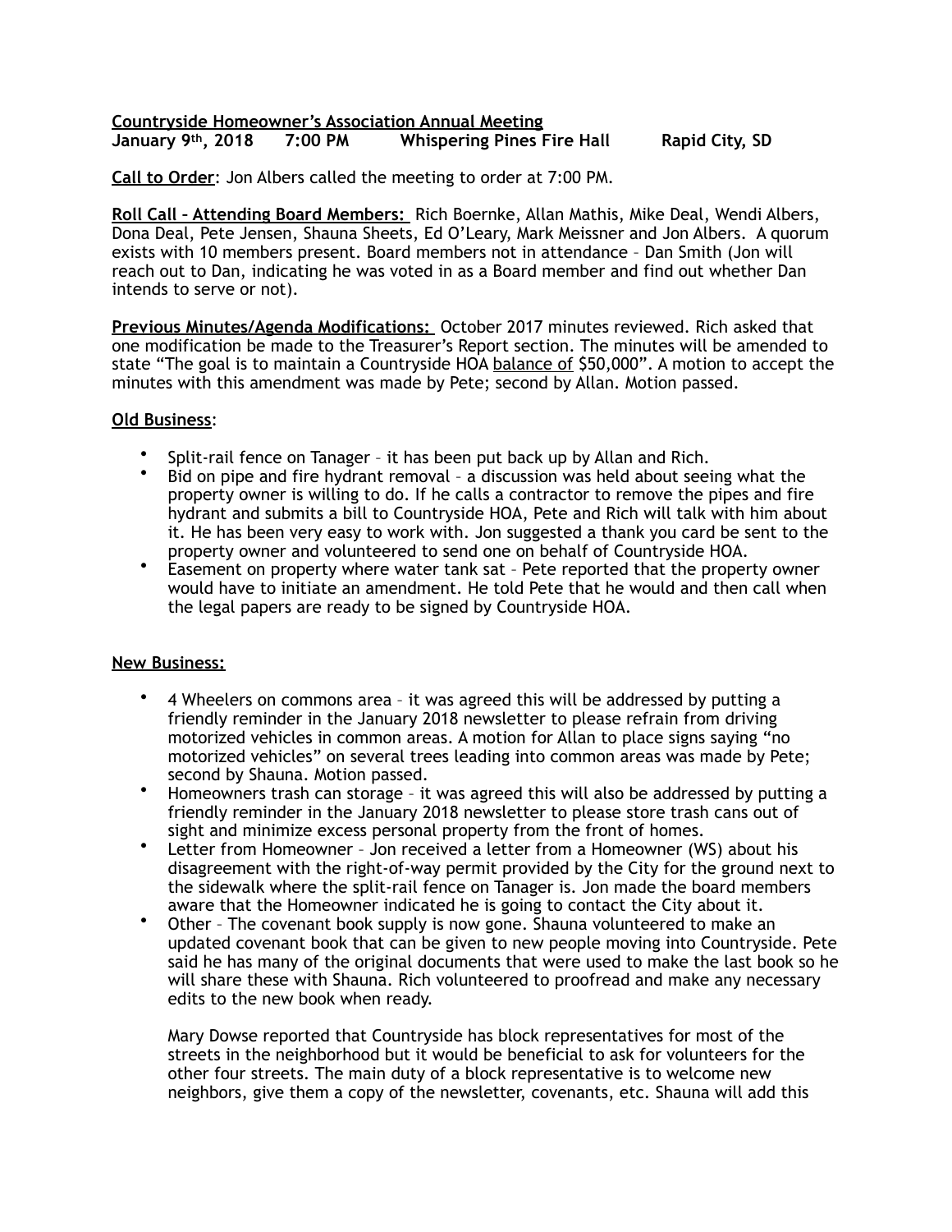**Countryside Homeowner's Association Annual Meeting**
**January 9th, 2018 7:00 PM Whispering Pines Fire Hall Rapid City, SD**

**Call to Order**: Jon Albers called the meeting to order at 7:00 PM.

**Roll Call – Attending Board Members:** Rich Boernke, Allan Mathis, Mike Deal, Wendi Albers, Dona Deal, Pete Jensen, Shauna Sheets, Ed O'Leary, Mark Meissner and Jon Albers. A quorum exists with 10 members present. Board members not in attendance – Dan Smith (Jon will reach out to Dan, indicating he was voted in as a Board member and find out whether Dan intends to serve or not).

**Previous Minutes/Agenda Modifications:** October 2017 minutes reviewed. Rich asked that one modification be made to the Treasurer's Report section. The minutes will be amended to state "The goal is to maintain a Countryside HOA balance of $50,000". A motion to accept the minutes with this amendment was made by Pete; second by Allan. Motion passed.

**Old Business**:

- Split-rail fence on Tanager – it has been put back up by Allan and Rich.
- Bid on pipe and fire hydrant removal – a discussion was held about seeing what the property owner is willing to do. If he calls a contractor to remove the pipes and fire hydrant and submits a bill to Countryside HOA, Pete and Rich will talk with him about it. He has been very easy to work with. Jon suggested a thank you card be sent to the property owner and volunteered to send one on behalf of Countryside HOA.
- Easement on property where water tank sat – Pete reported that the property owner would have to initiate an amendment. He told Pete that he would and then call when the legal papers are ready to be signed by Countryside HOA.

**New Business:**

- 4 Wheelers on commons area – it was agreed this will be addressed by putting a friendly reminder in the January 2018 newsletter to please refrain from driving motorized vehicles in common areas. A motion for Allan to place signs saying "no motorized vehicles" on several trees leading into common areas was made by Pete; second by Shauna. Motion passed.
- Homeowners trash can storage – it was agreed this will also be addressed by putting a friendly reminder in the January 2018 newsletter to please store trash cans out of sight and minimize excess personal property from the front of homes.
- Letter from Homeowner – Jon received a letter from a Homeowner (WS) about his disagreement with the right-of-way permit provided by the City for the ground next to the sidewalk where the split-rail fence on Tanager is. Jon made the board members aware that the Homeowner indicated he is going to contact the City about it.
- Other – The covenant book supply is now gone. Shauna volunteered to make an updated covenant book that can be given to new people moving into Countryside. Pete said he has many of the original documents that were used to make the last book so he will share these with Shauna. Rich volunteered to proofread and make any necessary edits to the new book when ready.

  Mary Dowse reported that Countryside has block representatives for most of the streets in the neighborhood but it would be beneficial to ask for volunteers for the other four streets. The main duty of a block representative is to welcome new neighbors, give them a copy of the newsletter, covenants, etc. Shauna will add this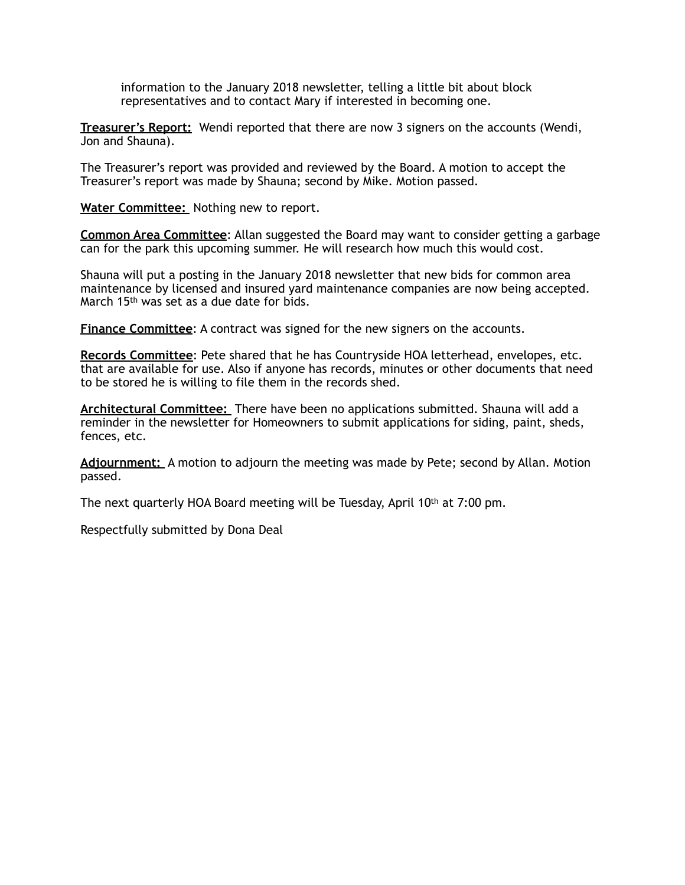information to the January 2018 newsletter, telling a little bit about block representatives and to contact Mary if interested in becoming one.

**Treasurer's Report:** Wendi reported that there are now 3 signers on the accounts (Wendi, Jon and Shauna).

The Treasurer's report was provided and reviewed by the Board. A motion to accept the Treasurer's report was made by Shauna; second by Mike. Motion passed.

**Water Committee:** Nothing new to report.

**Common Area Committee**: Allan suggested the Board may want to consider getting a garbage can for the park this upcoming summer. He will research how much this would cost.

Shauna will put a posting in the January 2018 newsletter that new bids for common area maintenance by licensed and insured yard maintenance companies are now being accepted. March 15th was set as a due date for bids.

**Finance Committee**: A contract was signed for the new signers on the accounts.

**Records Committee**: Pete shared that he has Countryside HOA letterhead, envelopes, etc. that are available for use. Also if anyone has records, minutes or other documents that need to be stored he is willing to file them in the records shed.

**Architectural Committee:** There have been no applications submitted. Shauna will add a reminder in the newsletter for Homeowners to submit applications for siding, paint, sheds, fences, etc.

**Adjournment:** A motion to adjourn the meeting was made by Pete; second by Allan. Motion passed.

The next quarterly HOA Board meeting will be Tuesday, April 10th at 7:00 pm.

Respectfully submitted by Dona Deal